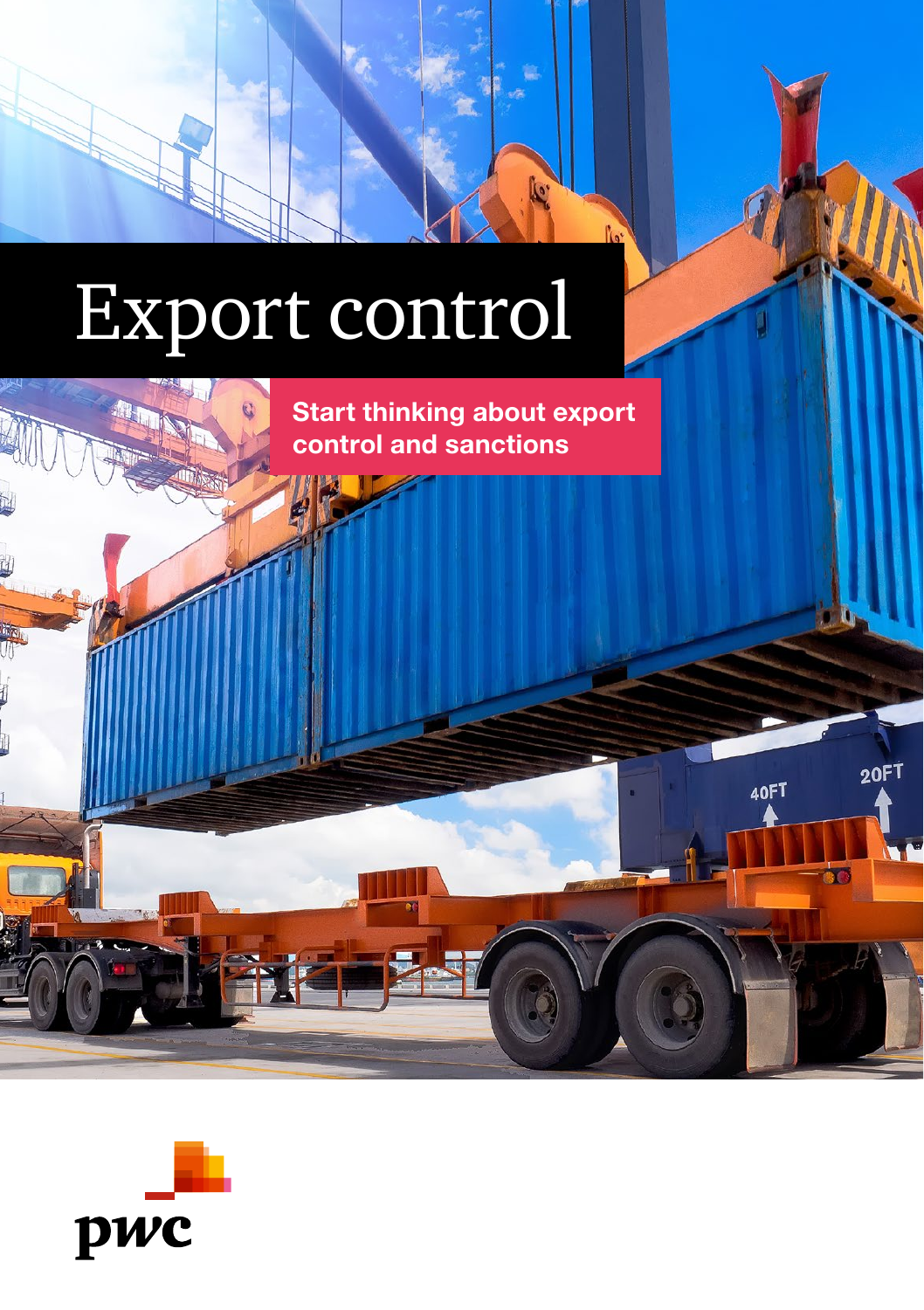# Export control

## Start thinking about export control and sanctions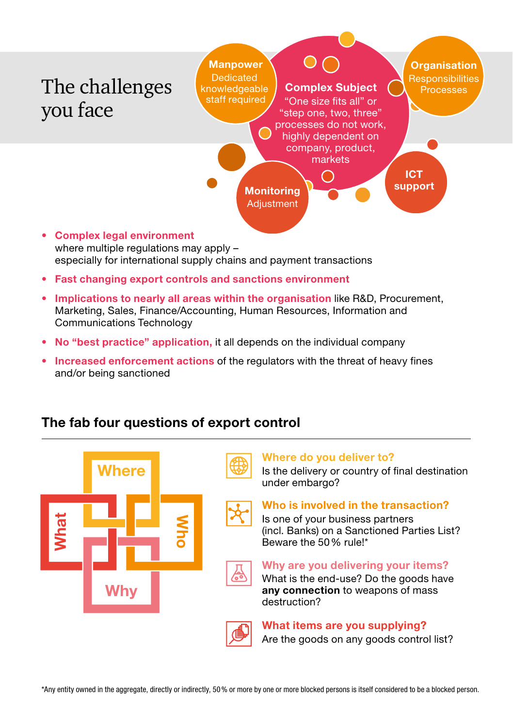# The challenges you face

**Manpower**
Dedicated knowledgeable staff required

**Complex Subject**
"One size fits all" or "step one, two, three" processes do not work, highly dependent on company, product, markets

**Organisation**
Responsibilities
Processes

**Monitoring**
Adjustment

**ICT support**

- **Complex legal environment**
  where multiple regulations may apply –
  especially for international supply chains and payment transactions
- **Fast changing export controls and sanctions environment**
- **Implications to nearly all areas within the organisation** like R&D, Procurement, Marketing, Sales, Finance/Accounting, Human Resources, Information and Communications Technology
- **No "best practice" application,** it all depends on the individual company
- **Increased enforcement actions** of the regulators with the threat of heavy fines and/or being sanctioned

## The fab four questions of export control

Where · Who · Why · What

**Where do you deliver to?**
Is the delivery or country of final destination under embargo?

**Who is involved in the transaction?**
Is one of your business partners (incl. Banks) on a Sanctioned Parties List? Beware the 50 % rule!*

**Why are you delivering your items?**
What is the end-use? Do the goods have **any connection** to weapons of mass destruction?

**What items are you supplying?**
Are the goods on any goods control list?

*Any entity owned in the aggregate, directly or indirectly, 50 % or more by one or more blocked persons is itself considered to be a blocked person.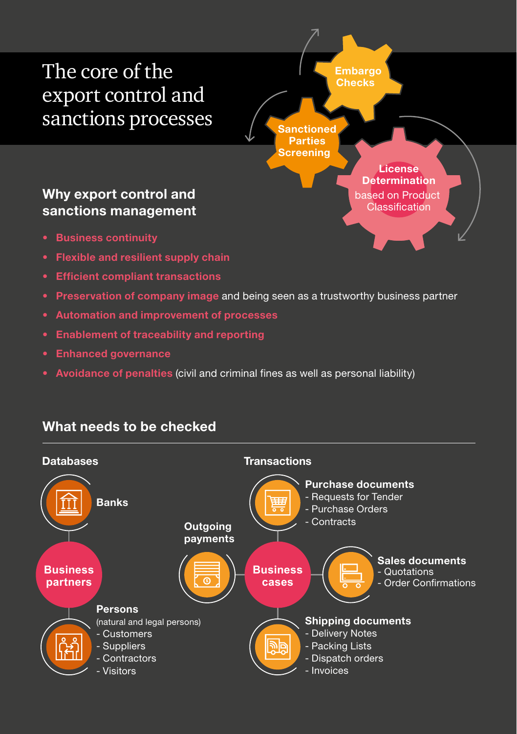# The core of the export control and sanctions processes

Embargo Checks

Sanctioned Parties Screening

**License Determination** based on Product Classification

## Why export control and sanctions management

- **Business continuity**
- **Flexible and resilient supply chain**
- **Efficient compliant transactions**
- **Preservation of company image** and being seen as a trustworthy business partner
- **Automation and improvement of processes**
- **Enablement of traceability and reporting**
- **Enhanced governance**
- **Avoidance of penalties** (civil and criminal fines as well as personal liability)

## What needs to be checked

### Databases

**Business partners**

- **Banks**
- **Persons** (natural and legal persons)
  - Customers
  - Suppliers
  - Contractors
  - Visitors

### Transactions

**Business cases**

- **Outgoing payments**
- **Purchase documents**
  - Requests for Tender
  - Purchase Orders
  - Contracts
- **Sales documents**
  - Quotations
  - Order Confirmations
- **Shipping documents**
  - Delivery Notes
  - Packing Lists
  - Dispatch orders
  - Invoices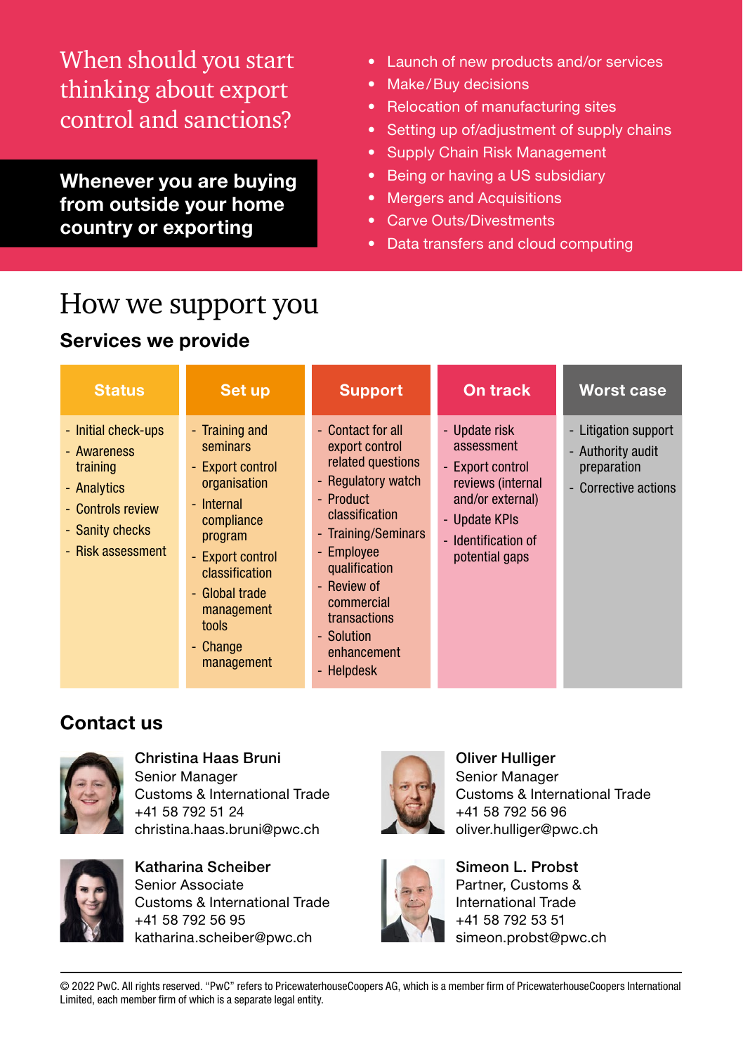# When should you start thinking about export control and sanctions?

**Whenever you are buying from outside your home country or exporting**

- Launch of new products and/or services
- Make/Buy decisions
- Relocation of manufacturing sites
- Setting up of/adjustment of supply chains
- Supply Chain Risk Management
- Being or having a US subsidiary
- Mergers and Acquisitions
- Carve Outs/Divestments
- Data transfers and cloud computing

# How we support you

## Services we provide

| Status | Set up | Support | On track | Worst case |
|---|---|---|---|---|
| - Initial check-ups<br>- Awareness training<br>- Analytics<br>- Controls review<br>- Sanity checks<br>- Risk assessment | - Training and seminars<br>- Export control organisation<br>- Internal compliance program<br>- Export control classification<br>- Global trade management tools<br>- Change management | - Contact for all export control related questions<br>- Regulatory watch<br>- Product classification<br>- Training/Seminars<br>- Employee qualification<br>- Review of commercial transactions<br>- Solution enhancement<br>- Helpdesk | - Update risk assessment<br>- Export control reviews (internal and/or external)<br>- Update KPIs<br>- Identification of potential gaps | - Litigation support<br>- Authority audit preparation<br>- Corrective actions |

## Contact us

**Christina Haas Bruni**
Senior Manager
Customs & International Trade
+41 58 792 51 24
christina.haas.bruni@pwc.ch

**Oliver Hulliger**
Senior Manager
Customs & International Trade
+41 58 792 56 96
oliver.hulliger@pwc.ch

**Katharina Scheiber**
Senior Associate
Customs & International Trade
+41 58 792 56 95
katharina.scheiber@pwc.ch

**Simeon L. Probst**
Partner, Customs & International Trade
+41 58 792 53 51
simeon.probst@pwc.ch

© 2022 PwC. All rights reserved. "PwC" refers to PricewaterhouseCoopers AG, which is a member firm of PricewaterhouseCoopers International Limited, each member firm of which is a separate legal entity.